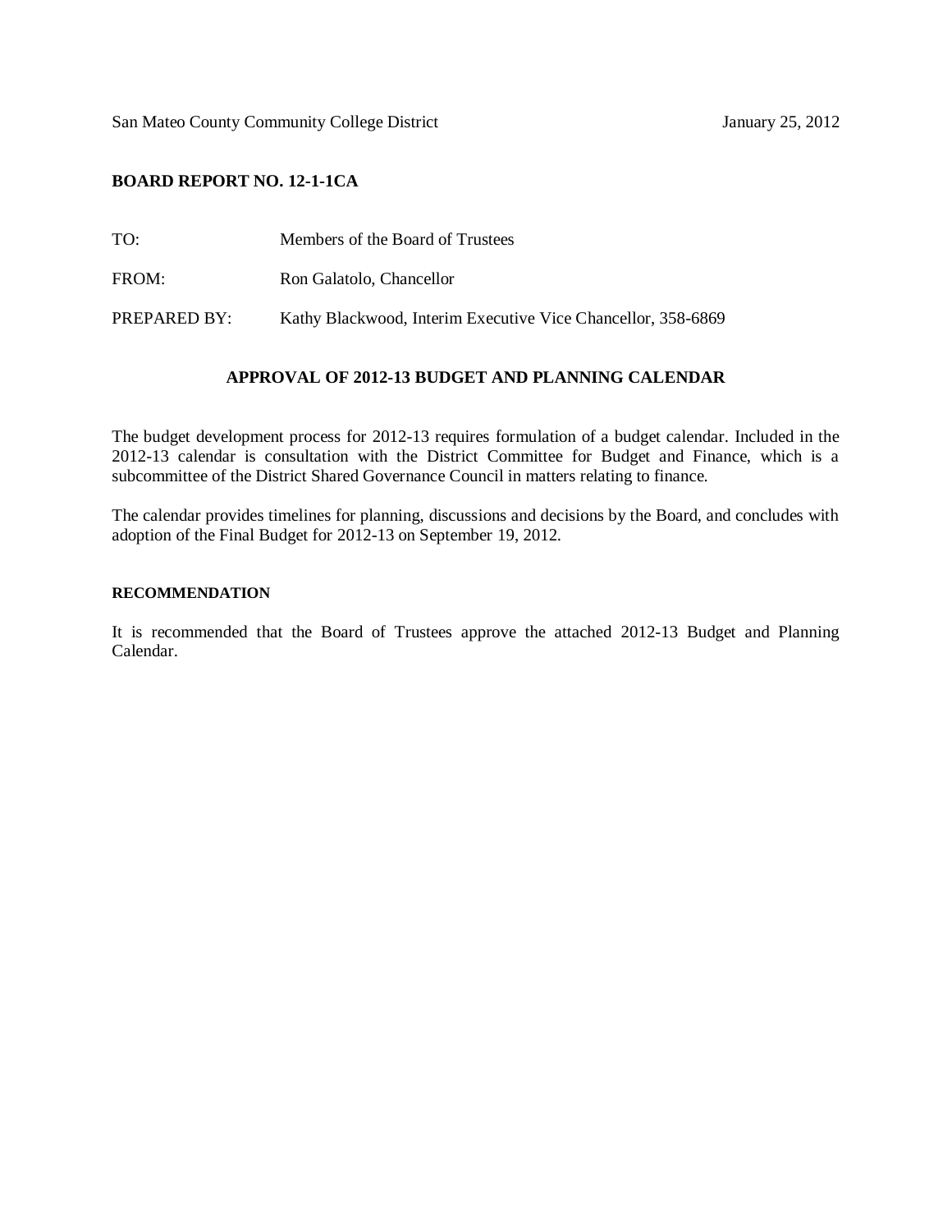San Mateo County Community College District January 25, 2012

**BOARD REPORT NO. 12-1-1CA**

TO: Members of the Board of Trustees

FROM: Ron Galatolo, Chancellor

PREPARED BY: Kathy Blackwood, Interim Executive Vice Chancellor, 358-6869

## APPROVAL OF 2012-13 BUDGET AND PLANNING CALENDAR

The budget development process for 2012-13 requires formulation of a budget calendar. Included in the 2012-13 calendar is consultation with the District Committee for Budget and Finance, which is a subcommittee of the District Shared Governance Council in matters relating to finance.

The calendar provides timelines for planning, discussions and decisions by the Board, and concludes with adoption of the Final Budget for 2012-13 on September 19, 2012.

### RECOMMENDATION

It is recommended that the Board of Trustees approve the attached 2012-13 Budget and Planning Calendar.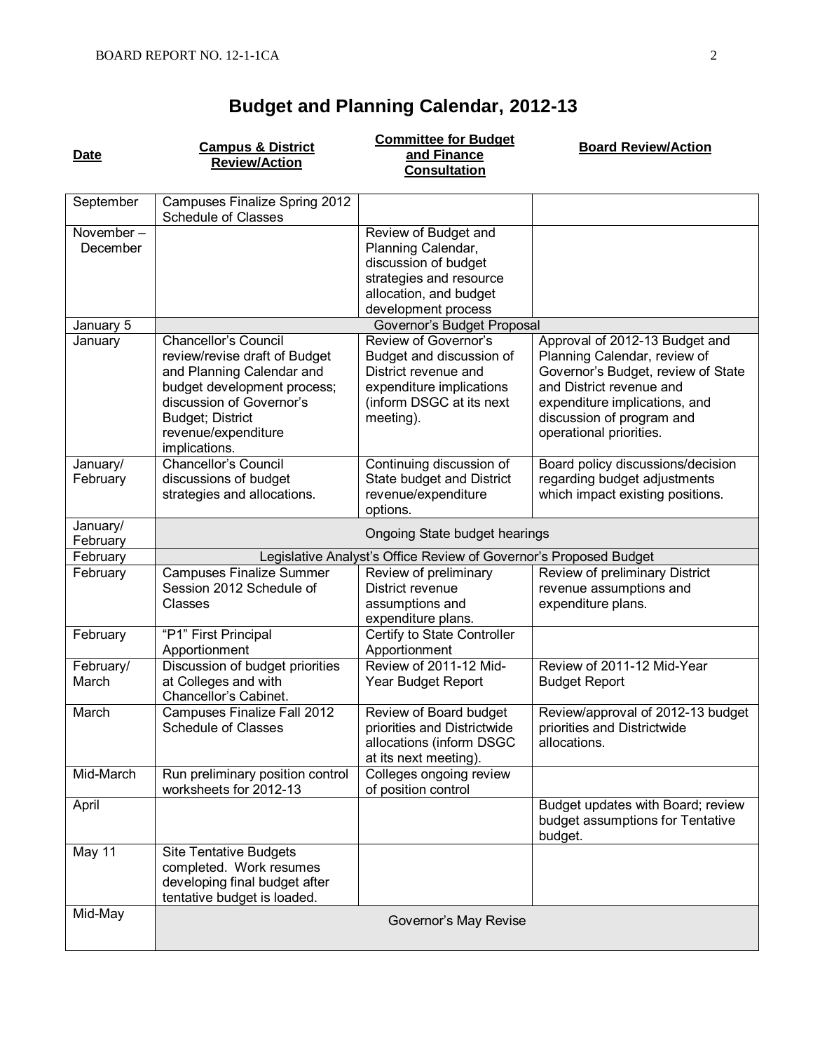# Budget and Planning Calendar, 2012-13

| Date | Campus & District Review/Action | Committee for Budget and Finance Consultation | Board Review/Action |
|---|---|---|---|
| September | Campuses Finalize Spring 2012 Schedule of Classes | | |
| November – December | | Review of Budget and Planning Calendar, discussion of budget strategies and resource allocation, and budget development process | |
| January 5 | Governor's Budget Proposal | | |
| January | Chancellor's Council review/revise draft of Budget and Planning Calendar and budget development process; discussion of Governor's Budget; District revenue/expenditure implications. | Review of Governor's Budget and discussion of District revenue and expenditure implications (inform DSGC at its next meeting). | Approval of 2012-13 Budget and Planning Calendar, review of Governor's Budget, review of State and District revenue and expenditure implications, and discussion of program and operational priorities. |
| January/ February | Chancellor's Council discussions of budget strategies and allocations. | Continuing discussion of State budget and District revenue/expenditure options. | Board policy discussions/decision regarding budget adjustments which impact existing positions. |
| January/ February | Ongoing State budget hearings | | |
| February | Legislative Analyst's Office Review of Governor's Proposed Budget | | |
| February | Campuses Finalize Summer Session 2012 Schedule of Classes | Review of preliminary District revenue assumptions and expenditure plans. | Review of preliminary District revenue assumptions and expenditure plans. |
| February | "P1" First Principal Apportionment | Certify to State Controller Apportionment | |
| February/ March | Discussion of budget priorities at Colleges and with Chancellor's Cabinet. | Review of 2011-12 Mid-Year Budget Report | Review of 2011-12 Mid-Year Budget Report |
| March | Campuses Finalize Fall 2012 Schedule of Classes | Review of Board budget priorities and Districtwide allocations (inform DSGC at its next meeting). | Review/approval of 2012-13 budget priorities and Districtwide allocations. |
| Mid-March | Run preliminary position control worksheets for 2012-13 | Colleges ongoing review of position control | |
| April | | | Budget updates with Board; review budget assumptions for Tentative budget. |
| May 11 | Site Tentative Budgets completed. Work resumes developing final budget after tentative budget is loaded. | | |
| Mid-May | Governor's May Revise | | |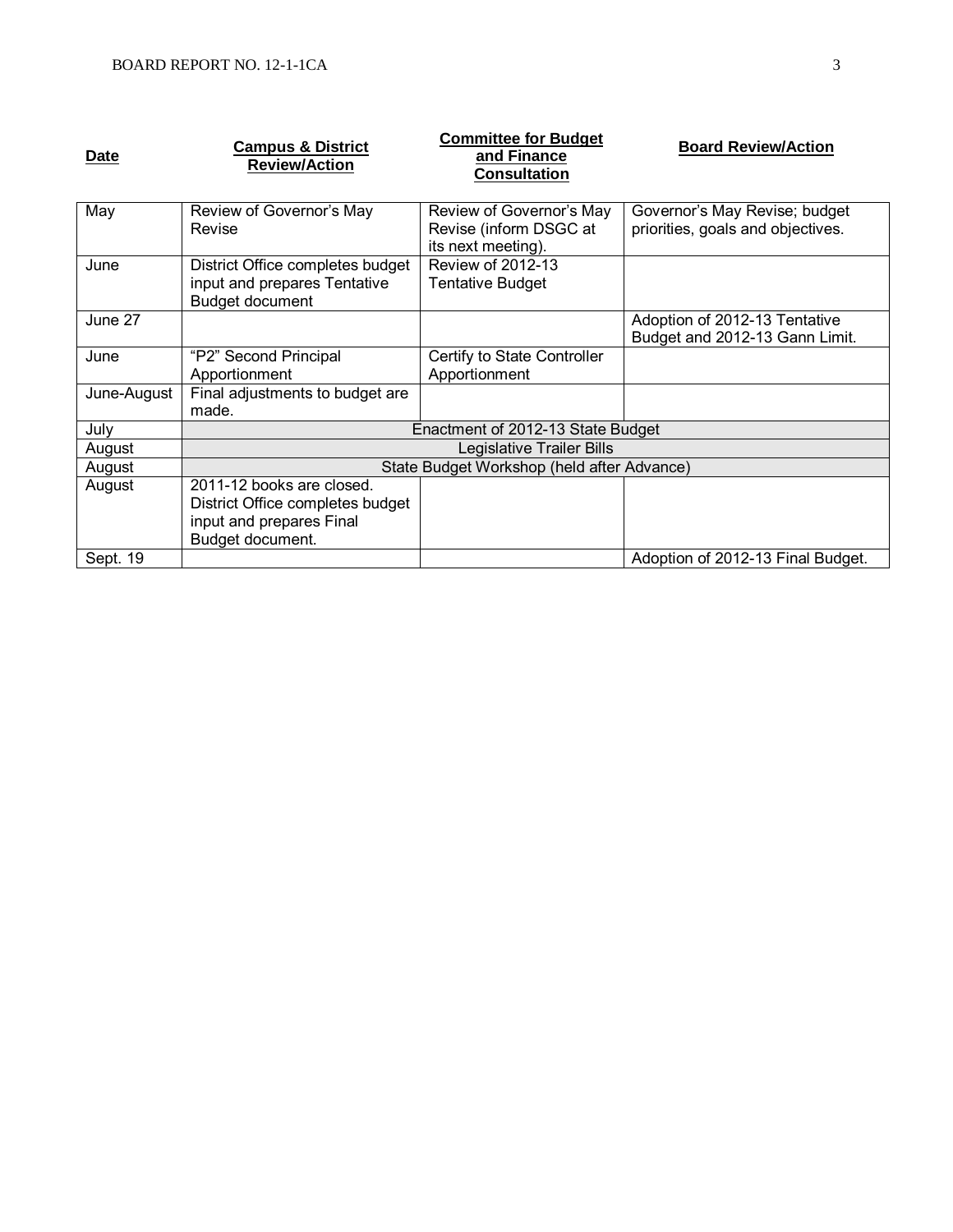| Date | Campus & District Review/Action | Committee for Budget and Finance Consultation | Board Review/Action |
|---|---|---|---|
| May | Review of Governor's May Revise | Review of Governor's May Revise (inform DSGC at its next meeting). | Governor's May Revise; budget priorities, goals and objectives. |
| June | District Office completes budget input and prepares Tentative Budget document | Review of 2012-13 Tentative Budget | |
| June 27 | | | Adoption of 2012-13 Tentative Budget and 2012-13 Gann Limit. |
| June | "P2" Second Principal Apportionment | Certify to State Controller Apportionment | |
| June-August | Final adjustments to budget are made. | | |
| July | Enactment of 2012-13 State Budget | | |
| August | Legislative Trailer Bills | | |
| August | State Budget Workshop (held after Advance) | | |
| August | 2011-12 books are closed. District Office completes budget input and prepares Final Budget document. | | |
| Sept. 19 | | | Adoption of 2012-13 Final Budget. |